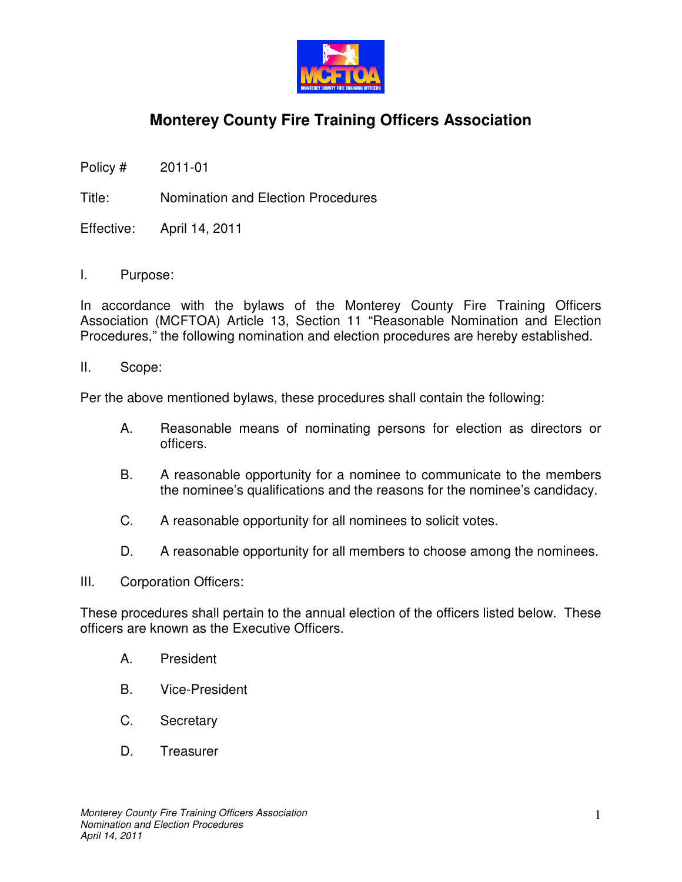# Monterey County Fire Training Officers Association

Policy # 2011-01

Title: Nomination and Election Procedures

Effective: April 14, 2011

I. Purpose:

In accordance with the bylaws of the Monterey County Fire Training Officers Association (MCFTOA) Article 13, Section 11 "Reasonable Nomination and Election Procedures," the following nomination and election procedures are hereby established.

II. Scope:

Per the above mentioned bylaws, these procedures shall contain the following:

A. Reasonable means of nominating persons for election as directors or officers.

B. A reasonable opportunity for a nominee to communicate to the members the nominee's qualifications and the reasons for the nominee's candidacy.

C. A reasonable opportunity for all nominees to solicit votes.

D. A reasonable opportunity for all members to choose among the nominees.

III. Corporation Officers:

These procedures shall pertain to the annual election of the officers listed below. These officers are known as the Executive Officers.

A. President

B. Vice-President

C. Secretary

D. Treasurer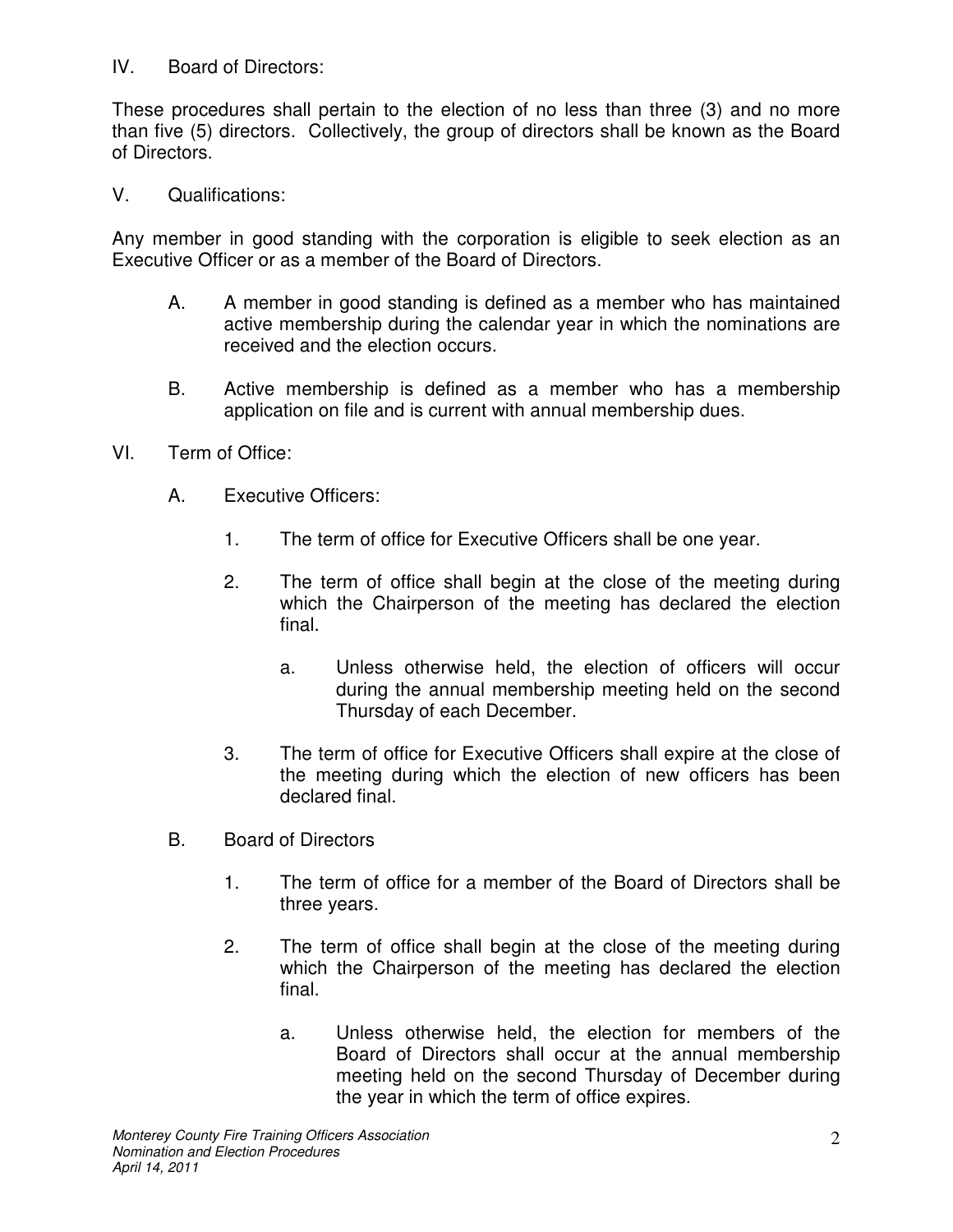## IV. Board of Directors:

These procedures shall pertain to the election of no less than three (3) and no more than five (5) directors. Collectively, the group of directors shall be known as the Board of Directors.

## V. Qualifications:

Any member in good standing with the corporation is eligible to seek election as an Executive Officer or as a member of the Board of Directors.

A. A member in good standing is defined as a member who has maintained active membership during the calendar year in which the nominations are received and the election occurs.

B. Active membership is defined as a member who has a membership application on file and is current with annual membership dues.

## VI. Term of Office:

A. Executive Officers:

1. The term of office for Executive Officers shall be one year.

2. The term of office shall begin at the close of the meeting during which the Chairperson of the meeting has declared the election final.

   a. Unless otherwise held, the election of officers will occur during the annual membership meeting held on the second Thursday of each December.

3. The term of office for Executive Officers shall expire at the close of the meeting during which the election of new officers has been declared final.

B. Board of Directors

1. The term of office for a member of the Board of Directors shall be three years.

2. The term of office shall begin at the close of the meeting during which the Chairperson of the meeting has declared the election final.

   a. Unless otherwise held, the election for members of the Board of Directors shall occur at the annual membership meeting held on the second Thursday of December during the year in which the term of office expires.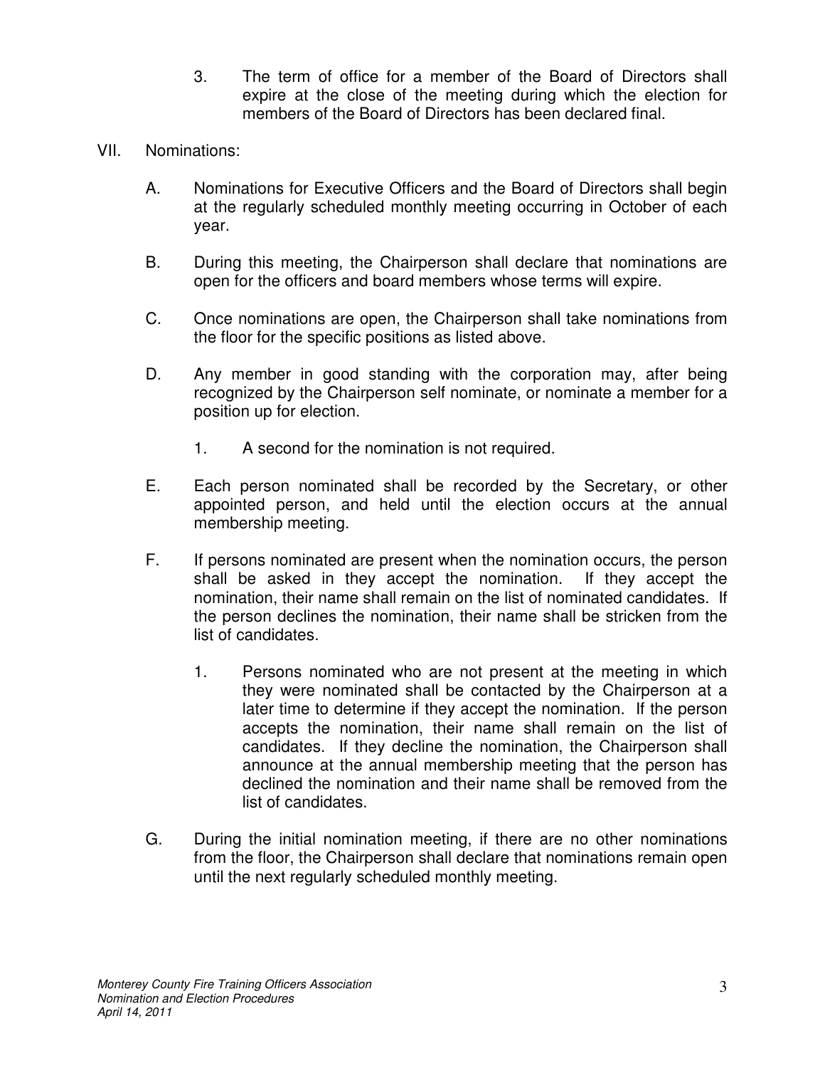3. The term of office for a member of the Board of Directors shall expire at the close of the meeting during which the election for members of the Board of Directors has been declared final.

VII. Nominations:

A. Nominations for Executive Officers and the Board of Directors shall begin at the regularly scheduled monthly meeting occurring in October of each year.

B. During this meeting, the Chairperson shall declare that nominations are open for the officers and board members whose terms will expire.

C. Once nominations are open, the Chairperson shall take nominations from the floor for the specific positions as listed above.

D. Any member in good standing with the corporation may, after being recognized by the Chairperson self nominate, or nominate a member for a position up for election.

   1. A second for the nomination is not required.

E. Each person nominated shall be recorded by the Secretary, or other appointed person, and held until the election occurs at the annual membership meeting.

F. If persons nominated are present when the nomination occurs, the person shall be asked in they accept the nomination. If they accept the nomination, their name shall remain on the list of nominated candidates. If the person declines the nomination, their name shall be stricken from the list of candidates.

   1. Persons nominated who are not present at the meeting in which they were nominated shall be contacted by the Chairperson at a later time to determine if they accept the nomination. If the person accepts the nomination, their name shall remain on the list of candidates. If they decline the nomination, the Chairperson shall announce at the annual membership meeting that the person has declined the nomination and their name shall be removed from the list of candidates.

G. During the initial nomination meeting, if there are no other nominations from the floor, the Chairperson shall declare that nominations remain open until the next regularly scheduled monthly meeting.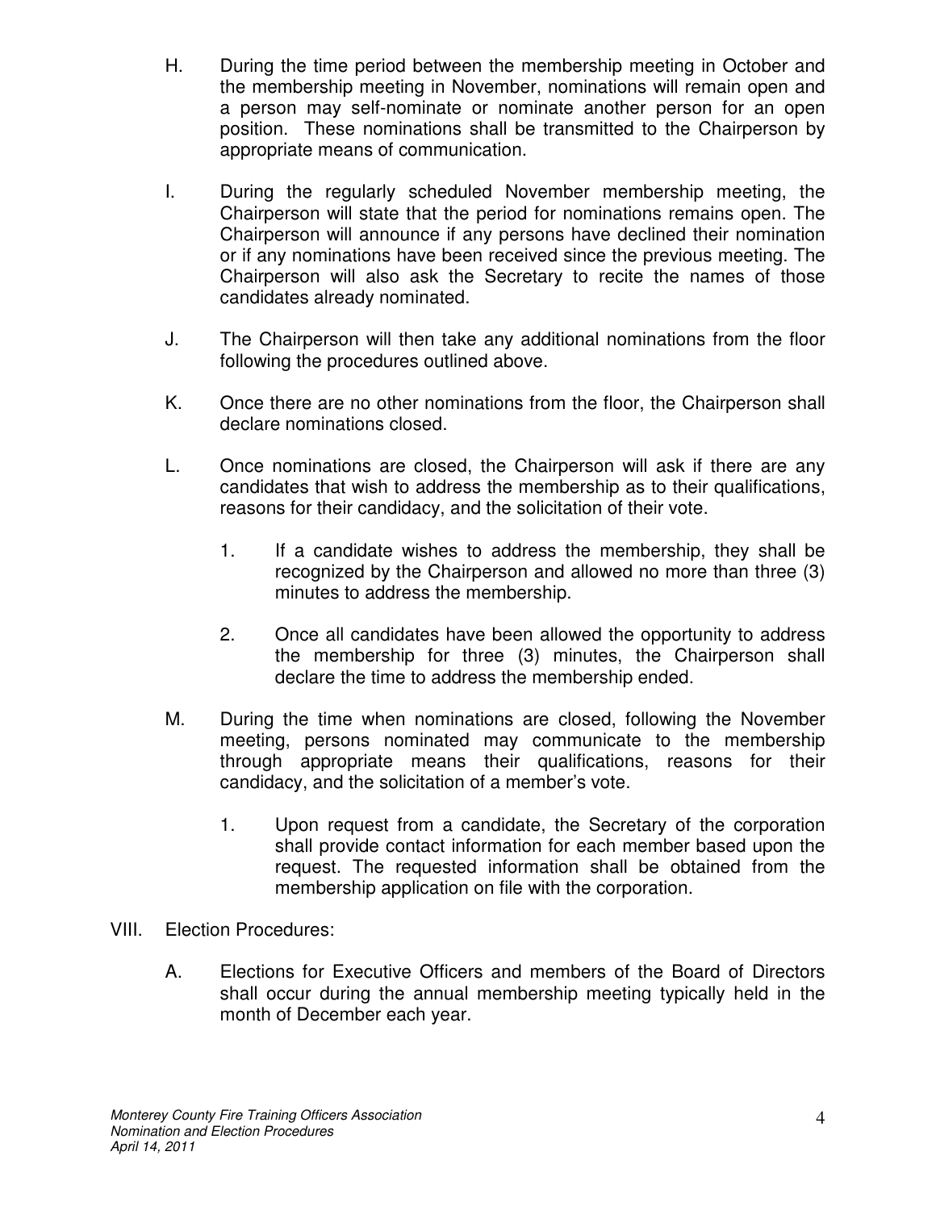H. During the time period between the membership meeting in October and the membership meeting in November, nominations will remain open and a person may self-nominate or nominate another person for an open position. These nominations shall be transmitted to the Chairperson by appropriate means of communication.

I. During the regularly scheduled November membership meeting, the Chairperson will state that the period for nominations remains open. The Chairperson will announce if any persons have declined their nomination or if any nominations have been received since the previous meeting. The Chairperson will also ask the Secretary to recite the names of those candidates already nominated.

J. The Chairperson will then take any additional nominations from the floor following the procedures outlined above.

K. Once there are no other nominations from the floor, the Chairperson shall declare nominations closed.

L. Once nominations are closed, the Chairperson will ask if there are any candidates that wish to address the membership as to their qualifications, reasons for their candidacy, and the solicitation of their vote.

   1. If a candidate wishes to address the membership, they shall be recognized by the Chairperson and allowed no more than three (3) minutes to address the membership.

   2. Once all candidates have been allowed the opportunity to address the membership for three (3) minutes, the Chairperson shall declare the time to address the membership ended.

M. During the time when nominations are closed, following the November meeting, persons nominated may communicate to the membership through appropriate means their qualifications, reasons for their candidacy, and the solicitation of a member's vote.

   1. Upon request from a candidate, the Secretary of the corporation shall provide contact information for each member based upon the request. The requested information shall be obtained from the membership application on file with the corporation.

## VIII. Election Procedures:

A. Elections for Executive Officers and members of the Board of Directors shall occur during the annual membership meeting typically held in the month of December each year.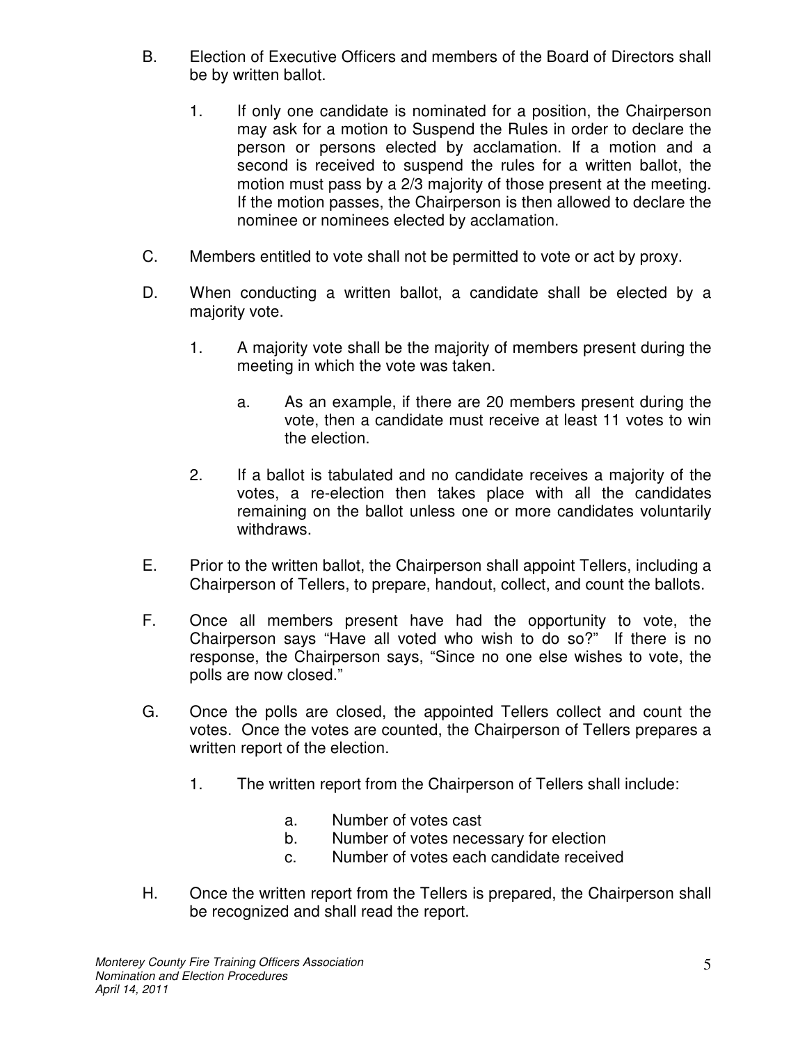B. Election of Executive Officers and members of the Board of Directors shall be by written ballot.

   1. If only one candidate is nominated for a position, the Chairperson may ask for a motion to Suspend the Rules in order to declare the person or persons elected by acclamation. If a motion and a second is received to suspend the rules for a written ballot, the motion must pass by a 2/3 majority of those present at the meeting. If the motion passes, the Chairperson is then allowed to declare the nominee or nominees elected by acclamation.

C. Members entitled to vote shall not be permitted to vote or act by proxy.

D. When conducting a written ballot, a candidate shall be elected by a majority vote.

   1. A majority vote shall be the majority of members present during the meeting in which the vote was taken.

      a. As an example, if there are 20 members present during the vote, then a candidate must receive at least 11 votes to win the election.

   2. If a ballot is tabulated and no candidate receives a majority of the votes, a re-election then takes place with all the candidates remaining on the ballot unless one or more candidates voluntarily withdraws.

E. Prior to the written ballot, the Chairperson shall appoint Tellers, including a Chairperson of Tellers, to prepare, handout, collect, and count the ballots.

F. Once all members present have had the opportunity to vote, the Chairperson says "Have all voted who wish to do so?" If there is no response, the Chairperson says, "Since no one else wishes to vote, the polls are now closed."

G. Once the polls are closed, the appointed Tellers collect and count the votes. Once the votes are counted, the Chairperson of Tellers prepares a written report of the election.

   1. The written report from the Chairperson of Tellers shall include:

      a. Number of votes cast
      b. Number of votes necessary for election
      c. Number of votes each candidate received

H. Once the written report from the Tellers is prepared, the Chairperson shall be recognized and shall read the report.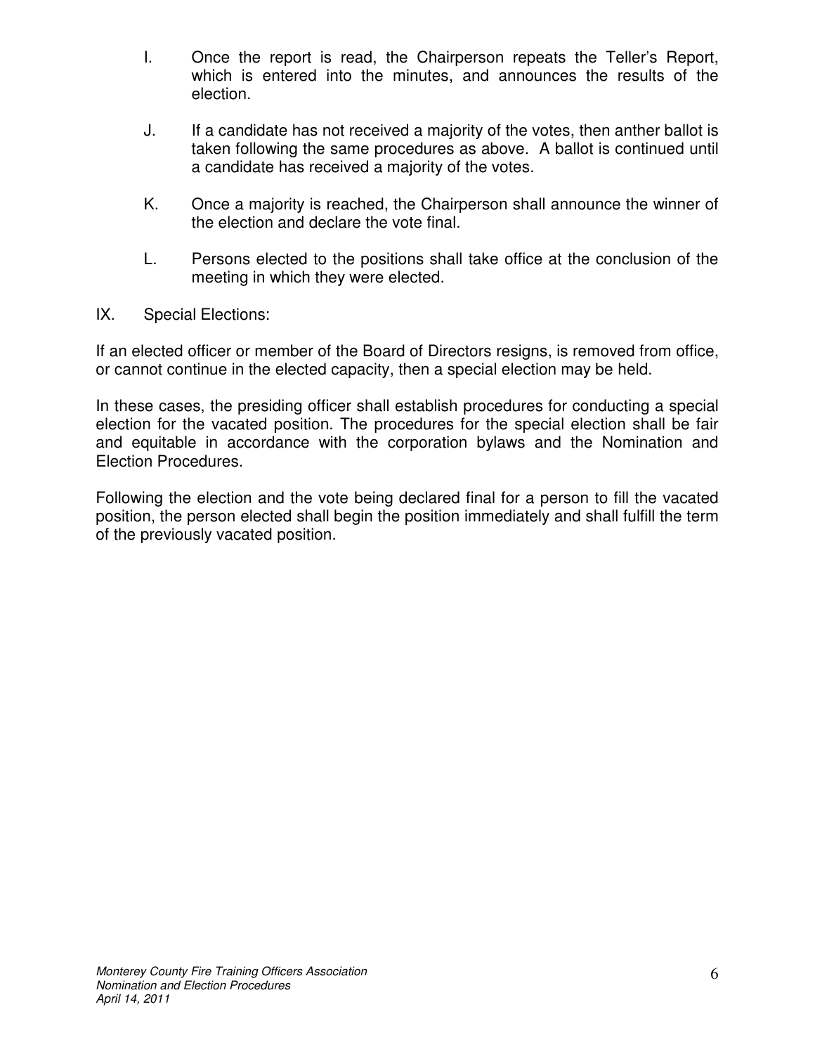I. Once the report is read, the Chairperson repeats the Teller's Report, which is entered into the minutes, and announces the results of the election.

J. If a candidate has not received a majority of the votes, then anther ballot is taken following the same procedures as above. A ballot is continued until a candidate has received a majority of the votes.

K. Once a majority is reached, the Chairperson shall announce the winner of the election and declare the vote final.

L. Persons elected to the positions shall take office at the conclusion of the meeting in which they were elected.

IX. Special Elections:

If an elected officer or member of the Board of Directors resigns, is removed from office, or cannot continue in the elected capacity, then a special election may be held.

In these cases, the presiding officer shall establish procedures for conducting a special election for the vacated position. The procedures for the special election shall be fair and equitable in accordance with the corporation bylaws and the Nomination and Election Procedures.

Following the election and the vote being declared final for a person to fill the vacated position, the person elected shall begin the position immediately and shall fulfill the term of the previously vacated position.